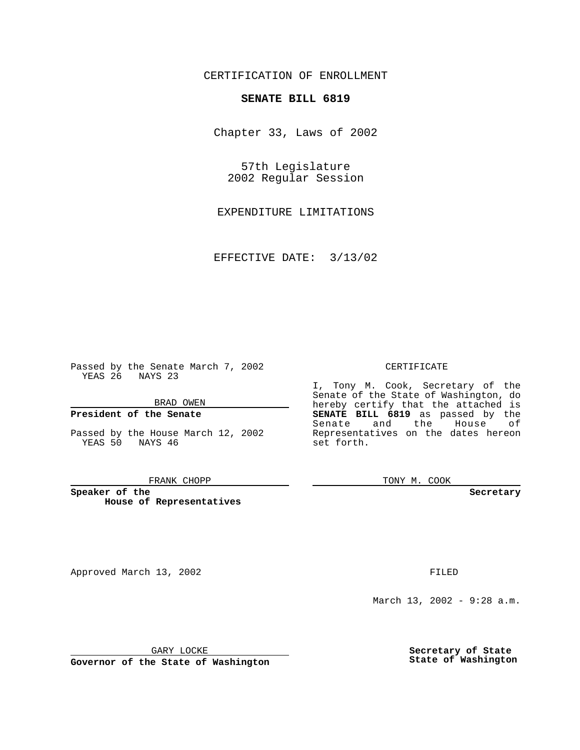CERTIFICATION OF ENROLLMENT

**SENATE BILL 6819**

Chapter 33, Laws of 2002

57th Legislature
2002 Regular Session

EXPENDITURE LIMITATIONS

EFFECTIVE DATE: 3/13/02

Passed by the Senate March 7, 2002
YEAS 26 NAYS 23

BRAD OWEN

**President of the Senate**

Passed by the House March 12, 2002
YEAS 50 NAYS 46

FRANK CHOPP

**Speaker of the House of Representatives**

CERTIFICATE

I, Tony M. Cook, Secretary of the Senate of the State of Washington, do hereby certify that the attached is **SENATE BILL 6819** as passed by the Senate and the House of Representatives on the dates hereon set forth.

TONY M. COOK

**Secretary**

Approved March 13, 2002

FILED

March 13, 2002 - 9:28 a.m.

GARY LOCKE

**Governor of the State of Washington**

**Secretary of State**
**State of Washington**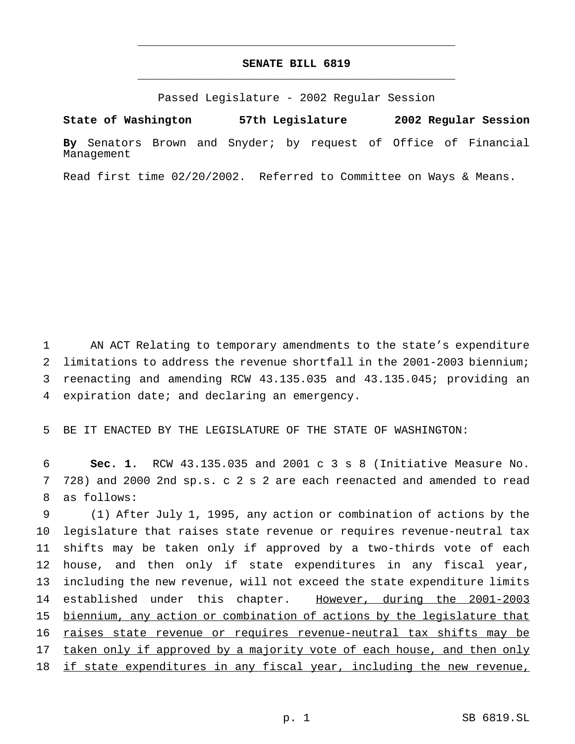# SENATE BILL 6819

Passed Legislature - 2002 Regular Session

**State of Washington 57th Legislature 2002 Regular Session**

**By** Senators Brown and Snyder; by request of Office of Financial Management

Read first time 02/20/2002. Referred to Committee on Ways & Means.

AN ACT Relating to temporary amendments to the state's expenditure limitations to address the revenue shortfall in the 2001-2003 biennium; reenacting and amending RCW 43.135.035 and 43.135.045; providing an expiration date; and declaring an emergency.

BE IT ENACTED BY THE LEGISLATURE OF THE STATE OF WASHINGTON:

**Sec. 1.** RCW 43.135.035 and 2001 c 3 s 8 (Initiative Measure No. 728) and 2000 2nd sp.s. c 2 s 2 are each reenacted and amended to read as follows:

(1) After July 1, 1995, any action or combination of actions by the legislature that raises state revenue or requires revenue-neutral tax shifts may be taken only if approved by a two-thirds vote of each house, and then only if state expenditures in any fiscal year, including the new revenue, will not exceed the state expenditure limits established under this chapter. <u>However, during the 2001-2003 biennium, any action or combination of actions by the legislature that raises state revenue or requires revenue-neutral tax shifts may be taken only if approved by a majority vote of each house, and then only if state expenditures in any fiscal year, including the new revenue,</u>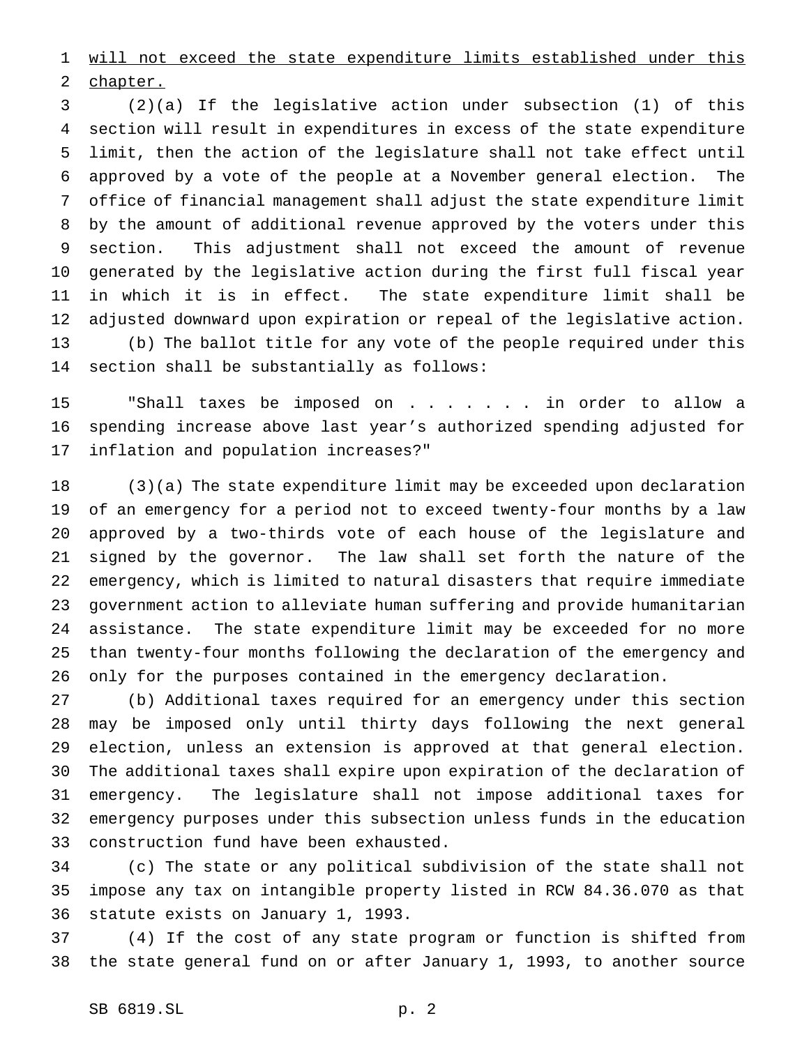will not exceed the state expenditure limits established under this chapter.

(2)(a) If the legislative action under subsection (1) of this section will result in expenditures in excess of the state expenditure limit, then the action of the legislature shall not take effect until approved by a vote of the people at a November general election. The office of financial management shall adjust the state expenditure limit by the amount of additional revenue approved by the voters under this section. This adjustment shall not exceed the amount of revenue generated by the legislative action during the first full fiscal year in which it is in effect. The state expenditure limit shall be adjusted downward upon expiration or repeal of the legislative action.

(b) The ballot title for any vote of the people required under this section shall be substantially as follows:

"Shall taxes be imposed on . . . . . . . in order to allow a spending increase above last year's authorized spending adjusted for inflation and population increases?"

(3)(a) The state expenditure limit may be exceeded upon declaration of an emergency for a period not to exceed twenty-four months by a law approved by a two-thirds vote of each house of the legislature and signed by the governor. The law shall set forth the nature of the emergency, which is limited to natural disasters that require immediate government action to alleviate human suffering and provide humanitarian assistance. The state expenditure limit may be exceeded for no more than twenty-four months following the declaration of the emergency and only for the purposes contained in the emergency declaration.

(b) Additional taxes required for an emergency under this section may be imposed only until thirty days following the next general election, unless an extension is approved at that general election. The additional taxes shall expire upon expiration of the declaration of emergency. The legislature shall not impose additional taxes for emergency purposes under this subsection unless funds in the education construction fund have been exhausted.

(c) The state or any political subdivision of the state shall not impose any tax on intangible property listed in RCW 84.36.070 as that statute exists on January 1, 1993.

(4) If the cost of any state program or function is shifted from the state general fund on or after January 1, 1993, to another source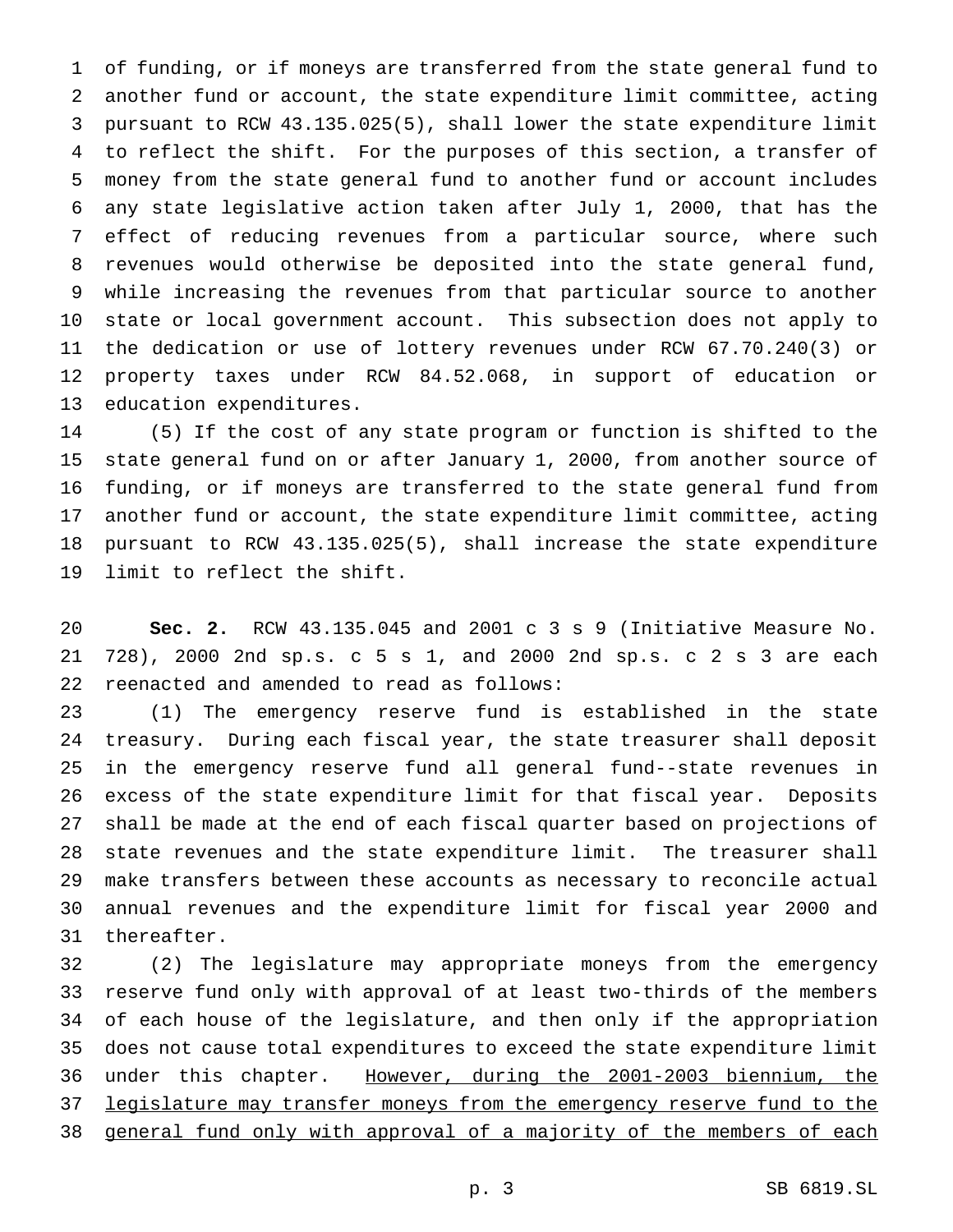of funding, or if moneys are transferred from the state general fund to another fund or account, the state expenditure limit committee, acting pursuant to RCW 43.135.025(5), shall lower the state expenditure limit to reflect the shift. For the purposes of this section, a transfer of money from the state general fund to another fund or account includes any state legislative action taken after July 1, 2000, that has the effect of reducing revenues from a particular source, where such revenues would otherwise be deposited into the state general fund, while increasing the revenues from that particular source to another state or local government account. This subsection does not apply to the dedication or use of lottery revenues under RCW 67.70.240(3) or property taxes under RCW 84.52.068, in support of education or education expenditures.

(5) If the cost of any state program or function is shifted to the state general fund on or after January 1, 2000, from another source of funding, or if moneys are transferred to the state general fund from another fund or account, the state expenditure limit committee, acting pursuant to RCW 43.135.025(5), shall increase the state expenditure limit to reflect the shift.

**Sec. 2.** RCW 43.135.045 and 2001 c 3 s 9 (Initiative Measure No. 728), 2000 2nd sp.s. c 5 s 1, and 2000 2nd sp.s. c 2 s 3 are each reenacted and amended to read as follows:

(1) The emergency reserve fund is established in the state treasury. During each fiscal year, the state treasurer shall deposit in the emergency reserve fund all general fund--state revenues in excess of the state expenditure limit for that fiscal year. Deposits shall be made at the end of each fiscal quarter based on projections of state revenues and the state expenditure limit. The treasurer shall make transfers between these accounts as necessary to reconcile actual annual revenues and the expenditure limit for fiscal year 2000 and thereafter.

(2) The legislature may appropriate moneys from the emergency reserve fund only with approval of at least two-thirds of the members of each house of the legislature, and then only if the appropriation does not cause total expenditures to exceed the state expenditure limit under this chapter. <u>However, during the 2001-2003 biennium, the legislature may transfer moneys from the emergency reserve fund to the general fund only with approval of a majority of the members of each</u>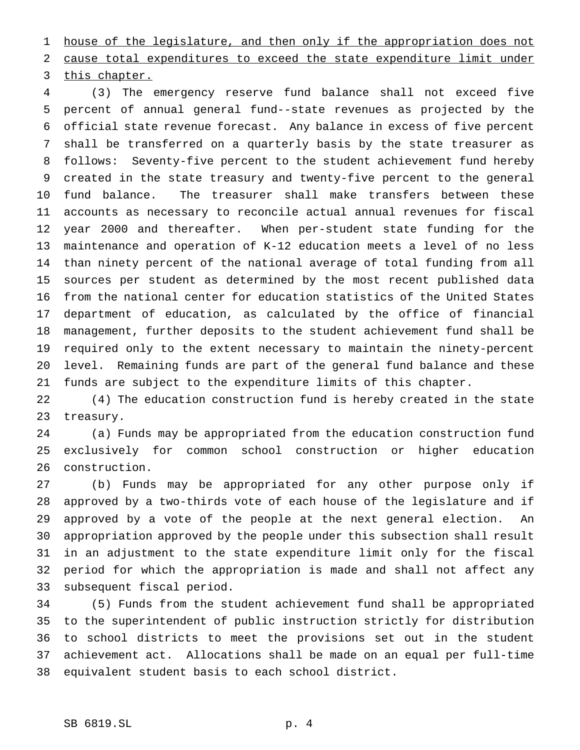house of the legislature, and then only if the appropriation does not cause total expenditures to exceed the state expenditure limit under this chapter.

(3) The emergency reserve fund balance shall not exceed five percent of annual general fund--state revenues as projected by the official state revenue forecast. Any balance in excess of five percent shall be transferred on a quarterly basis by the state treasurer as follows: Seventy-five percent to the student achievement fund hereby created in the state treasury and twenty-five percent to the general fund balance. The treasurer shall make transfers between these accounts as necessary to reconcile actual annual revenues for fiscal year 2000 and thereafter. When per-student state funding for the maintenance and operation of K-12 education meets a level of no less than ninety percent of the national average of total funding from all sources per student as determined by the most recent published data from the national center for education statistics of the United States department of education, as calculated by the office of financial management, further deposits to the student achievement fund shall be required only to the extent necessary to maintain the ninety-percent level. Remaining funds are part of the general fund balance and these funds are subject to the expenditure limits of this chapter.

(4) The education construction fund is hereby created in the state treasury.

(a) Funds may be appropriated from the education construction fund exclusively for common school construction or higher education construction.

(b) Funds may be appropriated for any other purpose only if approved by a two-thirds vote of each house of the legislature and if approved by a vote of the people at the next general election. An appropriation approved by the people under this subsection shall result in an adjustment to the state expenditure limit only for the fiscal period for which the appropriation is made and shall not affect any subsequent fiscal period.

(5) Funds from the student achievement fund shall be appropriated to the superintendent of public instruction strictly for distribution to school districts to meet the provisions set out in the student achievement act. Allocations shall be made on an equal per full-time equivalent student basis to each school district.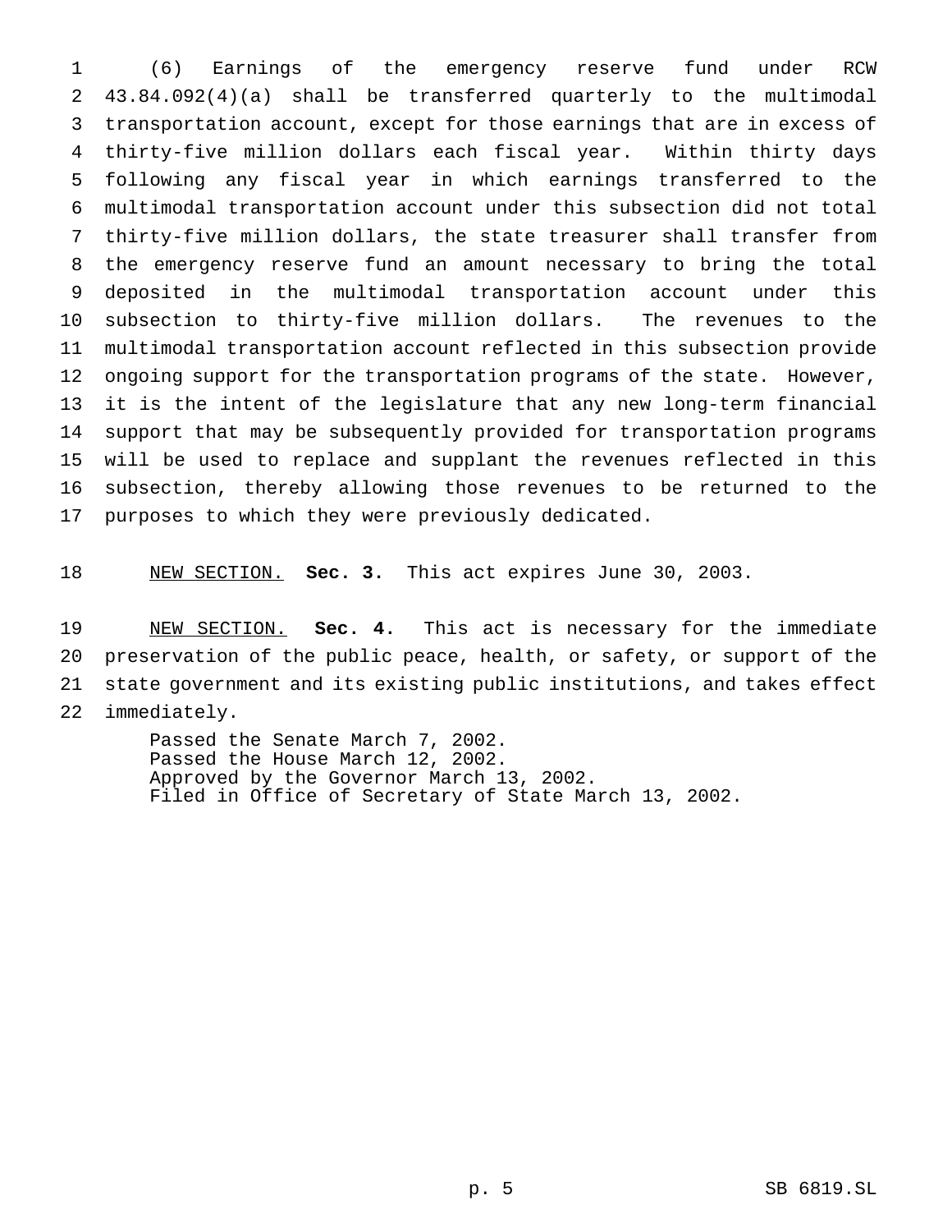(6) Earnings of the emergency reserve fund under RCW 43.84.092(4)(a) shall be transferred quarterly to the multimodal transportation account, except for those earnings that are in excess of thirty-five million dollars each fiscal year. Within thirty days following any fiscal year in which earnings transferred to the multimodal transportation account under this subsection did not total thirty-five million dollars, the state treasurer shall transfer from the emergency reserve fund an amount necessary to bring the total deposited in the multimodal transportation account under this subsection to thirty-five million dollars. The revenues to the multimodal transportation account reflected in this subsection provide ongoing support for the transportation programs of the state. However, it is the intent of the legislature that any new long-term financial support that may be subsequently provided for transportation programs will be used to replace and supplant the revenues reflected in this subsection, thereby allowing those revenues to be returned to the purposes to which they were previously dedicated.

NEW SECTION. **Sec. 3.** This act expires June 30, 2003.

NEW SECTION. **Sec. 4.** This act is necessary for the immediate preservation of the public peace, health, or safety, or support of the state government and its existing public institutions, and takes effect immediately.

Passed the Senate March 7, 2002.
Passed the House March 12, 2002.
Approved by the Governor March 13, 2002.
Filed in Office of Secretary of State March 13, 2002.